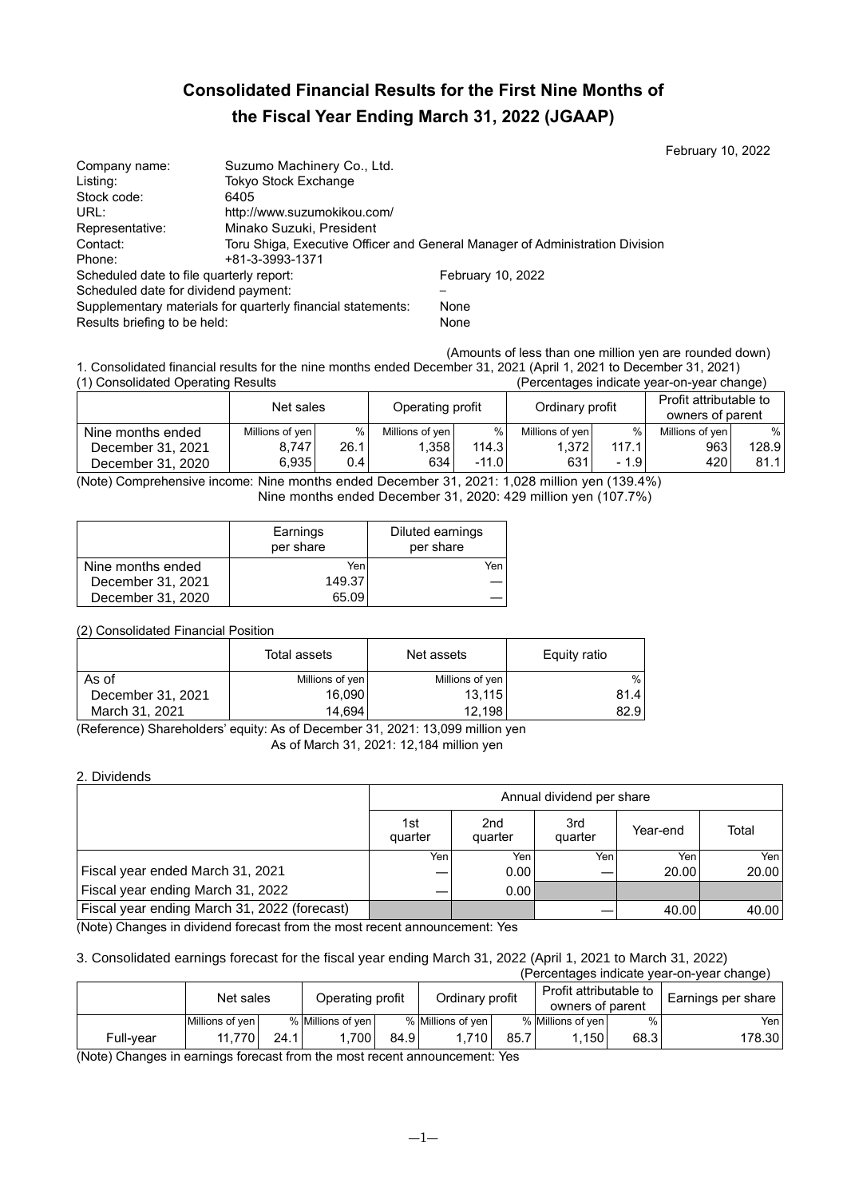# Consolidated Financial Results for the First Nine Months of the Fiscal Year Ending March 31, 2022 (JGAAP)

February 10, 2022

Company name: Suzumo Machinery Co., Ltd.
Listing: Tokyo Stock Exchange
Stock code: 6405
URL: http://www.suzumokikou.com/
Representative: Minako Suzuki, President
Contact: Toru Shiga, Executive Officer and General Manager of Administration Division
Phone: +81-3-3993-1371
Scheduled date to file quarterly report: February 10, 2022
Scheduled date for dividend payment: –
Supplementary materials for quarterly financial statements: None
Results briefing to be held: None

(Amounts of less than one million yen are rounded down)

1. Consolidated financial results for the nine months ended December 31, 2021 (April 1, 2021 to December 31, 2021)

(1) Consolidated Operating Results (Percentages indicate year-on-year change)

| | Net sales | | Operating profit | | Ordinary profit | | Profit attributable to owners of parent | |
|---|---|---|---|---|---|---|---|---|
| Nine months ended | Millions of yen | % | Millions of yen | % | Millions of yen | % | Millions of yen | % |
| December 31, 2021 | 8,747 | 26.1 | 1,358 | 114.3 | 1,372 | 117.1 | 963 | 128.9 |
| December 31, 2020 | 6,935 | 0.4 | 634 | -11.0 | 631 | - 1.9 | 420 | 81.1 |

(Note) Comprehensive income: Nine months ended December 31, 2021: 1,028 million yen (139.4%)
Nine months ended December 31, 2020: 429 million yen (107.7%)

| | Earnings per share | Diluted earnings per share |
|---|---|---|
| Nine months ended | Yen | Yen |
| December 31, 2021 | 149.37 | — |
| December 31, 2020 | 65.09 | — |

(2) Consolidated Financial Position

| | Total assets | Net assets | Equity ratio |
|---|---|---|---|
| As of | Millions of yen | Millions of yen | % |
| December 31, 2021 | 16,090 | 13,115 | 81.4 |
| March 31, 2021 | 14,694 | 12,198 | 82.9 |

(Reference) Shareholders' equity: As of December 31, 2021: 13,099 million yen
As of March 31, 2021: 12,184 million yen

2. Dividends

| | Annual dividend per share | | | | |
|---|---|---|---|---|---|
| | 1st quarter | 2nd quarter | 3rd quarter | Year-end | Total |
| | Yen | Yen | Yen | Yen | Yen |
| Fiscal year ended March 31, 2021 | — | 0.00 | — | 20.00 | 20.00 |
| Fiscal year ending March 31, 2022 | — | 0.00 | | | |
| Fiscal year ending March 31, 2022 (forecast) | | | — | 40.00 | 40.00 |

(Note) Changes in dividend forecast from the most recent announcement: Yes

3. Consolidated earnings forecast for the fiscal year ending March 31, 2022 (April 1, 2021 to March 31, 2022)

(Percentages indicate year-on-year change)

| | Net sales | | Operating profit | | Ordinary profit | | Profit attributable to owners of parent | | Earnings per share |
|---|---|---|---|---|---|---|---|---|---|
| | Millions of yen | % | Millions of yen | % | Millions of yen | % | Millions of yen | % | Yen |
| Full-year | 11,770 | 24.1 | 1,700 | 84.9 | 1,710 | 85.7 | 1,150 | 68.3 | 178.30 |

(Note) Changes in earnings forecast from the most recent announcement: Yes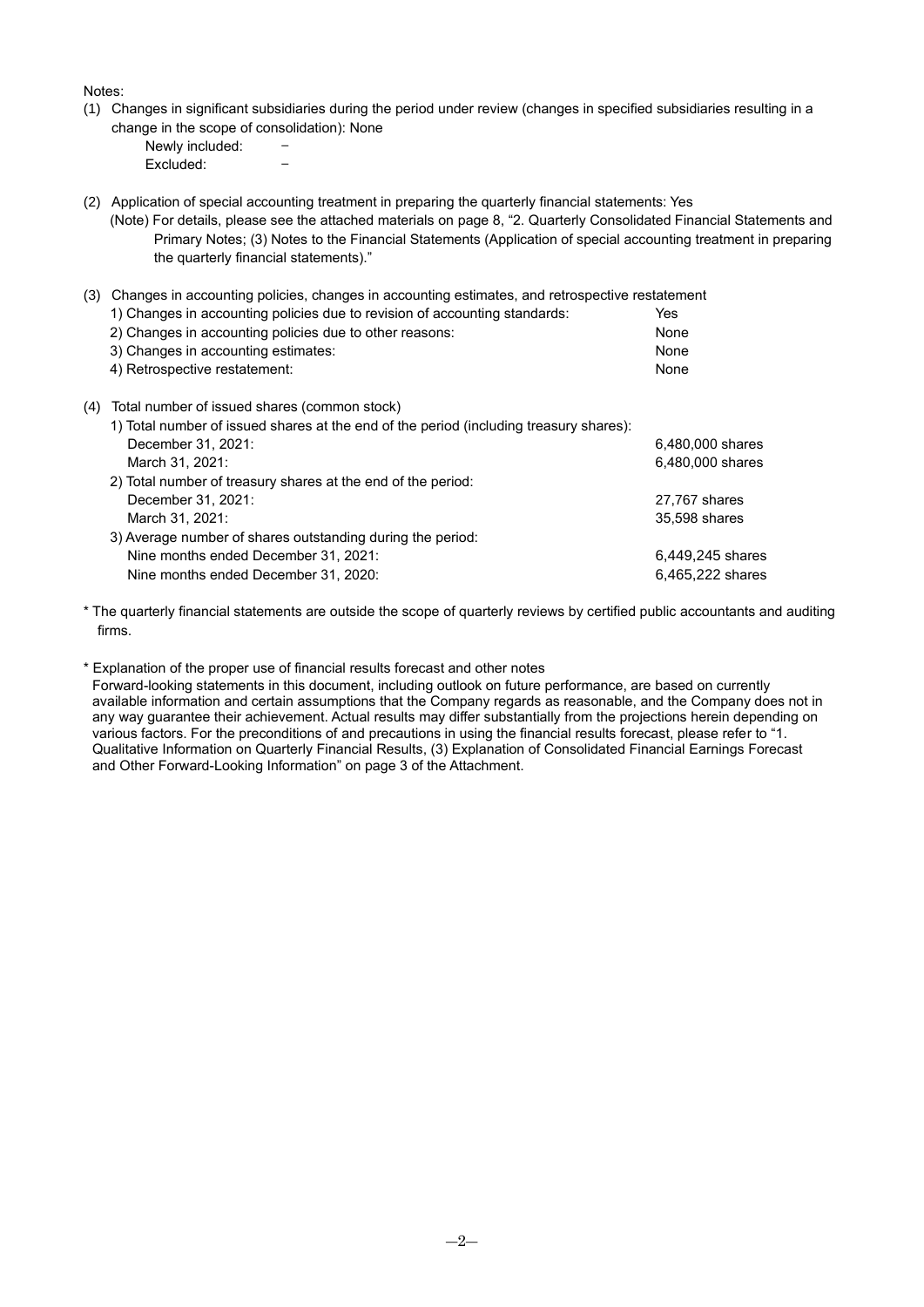Notes:

(1) Changes in significant subsidiaries during the period under review (changes in specified subsidiaries resulting in a change in the scope of consolidation): None

Newly included: −
Excluded: −

(2) Application of special accounting treatment in preparing the quarterly financial statements: Yes

(Note) For details, please see the attached materials on page 8, "2. Quarterly Consolidated Financial Statements and Primary Notes; (3) Notes to the Financial Statements (Application of special accounting treatment in preparing the quarterly financial statements)."

(3) Changes in accounting policies, changes in accounting estimates, and retrospective restatement

| | |
|---|---|
| 1) Changes in accounting policies due to revision of accounting standards: | Yes |
| 2) Changes in accounting policies due to other reasons: | None |
| 3) Changes in accounting estimates: | None |
| 4) Retrospective restatement: | None |

(4) Total number of issued shares (common stock)

| | |
|---|---|
| 1) Total number of issued shares at the end of the period (including treasury shares): | |
| December 31, 2021: | 6,480,000 shares |
| March 31, 2021: | 6,480,000 shares |
| 2) Total number of treasury shares at the end of the period: | |
| December 31, 2021: | 27,767 shares |
| March 31, 2021: | 35,598 shares |
| 3) Average number of shares outstanding during the period: | |
| Nine months ended December 31, 2021: | 6,449,245 shares |
| Nine months ended December 31, 2020: | 6,465,222 shares |

\* The quarterly financial statements are outside the scope of quarterly reviews by certified public accountants and auditing firms.

\* Explanation of the proper use of financial results forecast and other notes

Forward-looking statements in this document, including outlook on future performance, are based on currently available information and certain assumptions that the Company regards as reasonable, and the Company does not in any way guarantee their achievement. Actual results may differ substantially from the projections herein depending on various factors. For the preconditions of and precautions in using the financial results forecast, please refer to "1. Qualitative Information on Quarterly Financial Results, (3) Explanation of Consolidated Financial Earnings Forecast and Other Forward-Looking Information" on page 3 of the Attachment.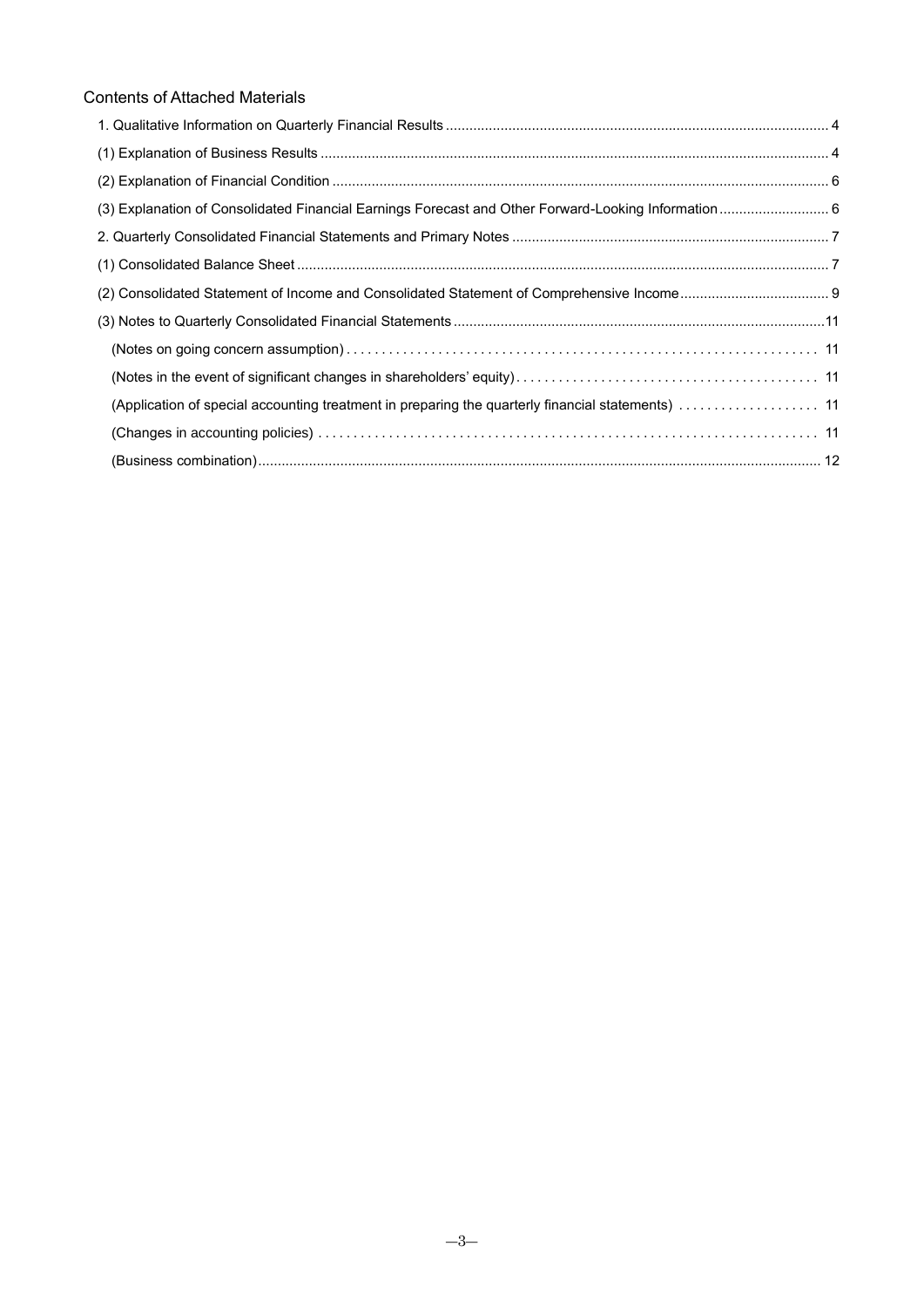## Contents of Attached Materials

1. Qualitative Information on Quarterly Financial Results ........ 4
   - (1) Explanation of Business Results ........ 4
   - (2) Explanation of Financial Condition ........ 6
   - (3) Explanation of Consolidated Financial Earnings Forecast and Other Forward-Looking Information ........ 6
2. Quarterly Consolidated Financial Statements and Primary Notes ........ 7
   - (1) Consolidated Balance Sheet ........ 7
   - (2) Consolidated Statement of Income and Consolidated Statement of Comprehensive Income ........ 9
   - (3) Notes to Quarterly Consolidated Financial Statements ........ 11
     - (Notes on going concern assumption) ........ 11
     - (Notes in the event of significant changes in shareholders' equity) ........ 11
     - (Application of special accounting treatment in preparing the quarterly financial statements) ........ 11
     - (Changes in accounting policies) ........ 11
     - (Business combination) ........ 12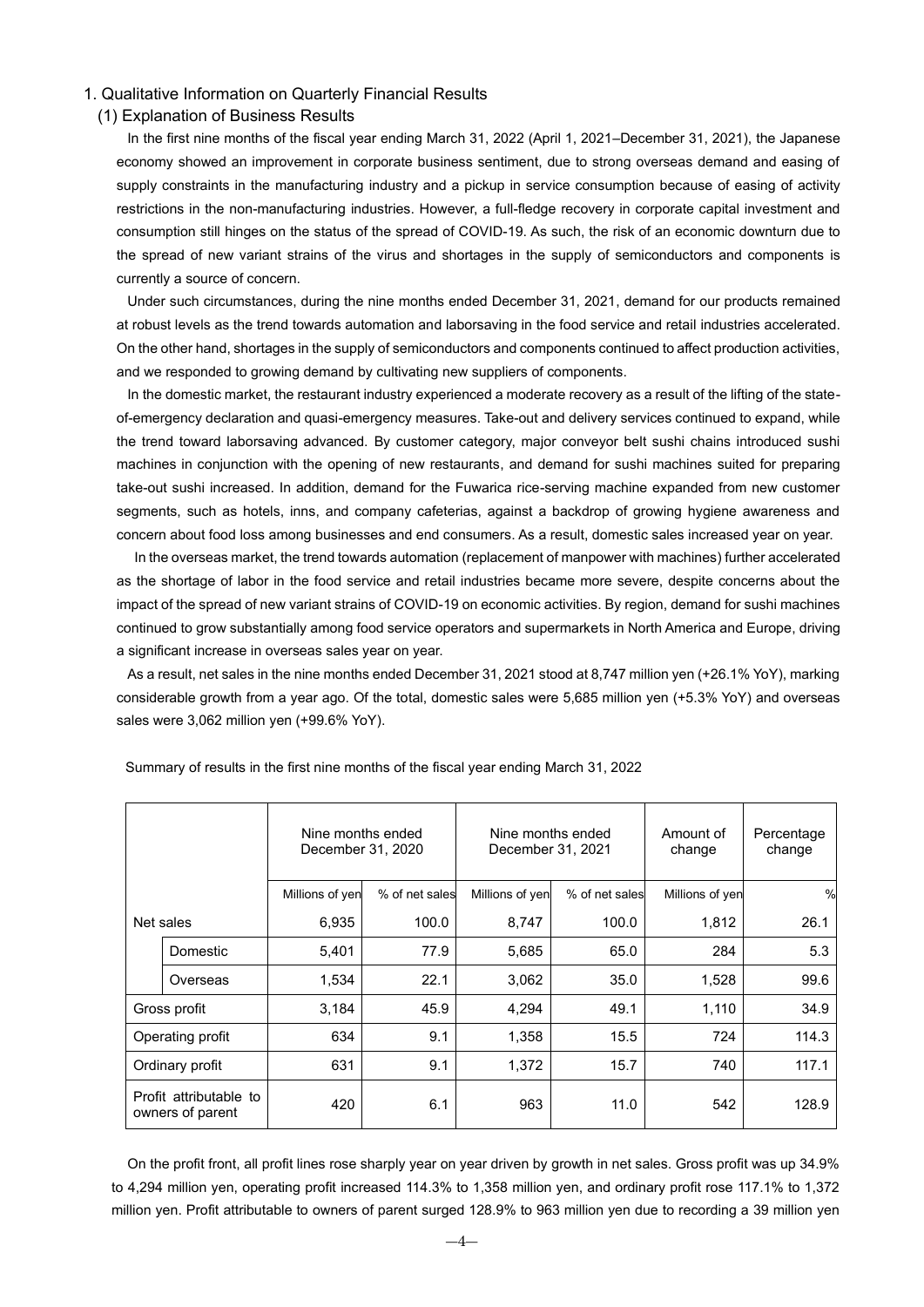## 1. Qualitative Information on Quarterly Financial Results

### (1) Explanation of Business Results

In the first nine months of the fiscal year ending March 31, 2022 (April 1, 2021–December 31, 2021), the Japanese economy showed an improvement in corporate business sentiment, due to strong overseas demand and easing of supply constraints in the manufacturing industry and a pickup in service consumption because of easing of activity restrictions in the non-manufacturing industries. However, a full-fledge recovery in corporate capital investment and consumption still hinges on the status of the spread of COVID-19. As such, the risk of an economic downturn due to the spread of new variant strains of the virus and shortages in the supply of semiconductors and components is currently a source of concern.

Under such circumstances, during the nine months ended December 31, 2021, demand for our products remained at robust levels as the trend towards automation and laborsaving in the food service and retail industries accelerated. On the other hand, shortages in the supply of semiconductors and components continued to affect production activities, and we responded to growing demand by cultivating new suppliers of components.

In the domestic market, the restaurant industry experienced a moderate recovery as a result of the lifting of the state-of-emergency declaration and quasi-emergency measures. Take-out and delivery services continued to expand, while the trend toward laborsaving advanced. By customer category, major conveyor belt sushi chains introduced sushi machines in conjunction with the opening of new restaurants, and demand for sushi machines suited for preparing take-out sushi increased. In addition, demand for the Fuwarica rice-serving machine expanded from new customer segments, such as hotels, inns, and company cafeterias, against a backdrop of growing hygiene awareness and concern about food loss among businesses and end consumers. As a result, domestic sales increased year on year.

In the overseas market, the trend towards automation (replacement of manpower with machines) further accelerated as the shortage of labor in the food service and retail industries became more severe, despite concerns about the impact of the spread of new variant strains of COVID-19 on economic activities. By region, demand for sushi machines continued to grow substantially among food service operators and supermarkets in North America and Europe, driving a significant increase in overseas sales year on year.

As a result, net sales in the nine months ended December 31, 2021 stood at 8,747 million yen (+26.1% YoY), marking considerable growth from a year ago. Of the total, domestic sales were 5,685 million yen (+5.3% YoY) and overseas sales were 3,062 million yen (+99.6% YoY).

Summary of results in the first nine months of the fiscal year ending March 31, 2022

| | | Nine months ended December 31, 2020 | | Nine months ended December 31, 2021 | | Amount of change | Percentage change |
|---|---|---|---|---|---|---|---|
| | | Millions of yen | % of net sales | Millions of yen | % of net sales | Millions of yen | % |
| Net sales | | 6,935 | 100.0 | 8,747 | 100.0 | 1,812 | 26.1 |
| | Domestic | 5,401 | 77.9 | 5,685 | 65.0 | 284 | 5.3 |
| | Overseas | 1,534 | 22.1 | 3,062 | 35.0 | 1,528 | 99.6 |
| Gross profit | | 3,184 | 45.9 | 4,294 | 49.1 | 1,110 | 34.9 |
| Operating profit | | 634 | 9.1 | 1,358 | 15.5 | 724 | 114.3 |
| Ordinary profit | | 631 | 9.1 | 1,372 | 15.7 | 740 | 117.1 |
| Profit attributable to owners of parent | | 420 | 6.1 | 963 | 11.0 | 542 | 128.9 |

On the profit front, all profit lines rose sharply year on year driven by growth in net sales. Gross profit was up 34.9% to 4,294 million yen, operating profit increased 114.3% to 1,358 million yen, and ordinary profit rose 117.1% to 1,372 million yen. Profit attributable to owners of parent surged 128.9% to 963 million yen due to recording a 39 million yen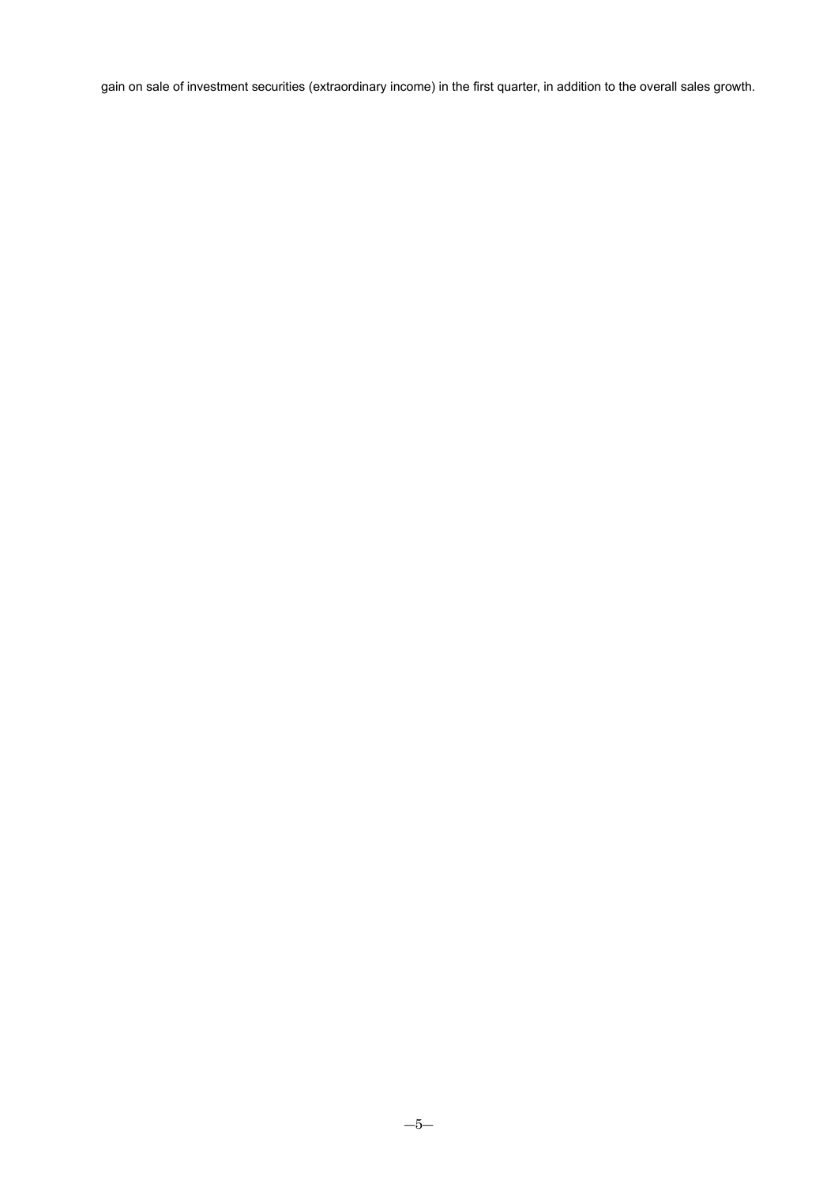gain on sale of investment securities (extraordinary income) in the first quarter, in addition to the overall sales growth.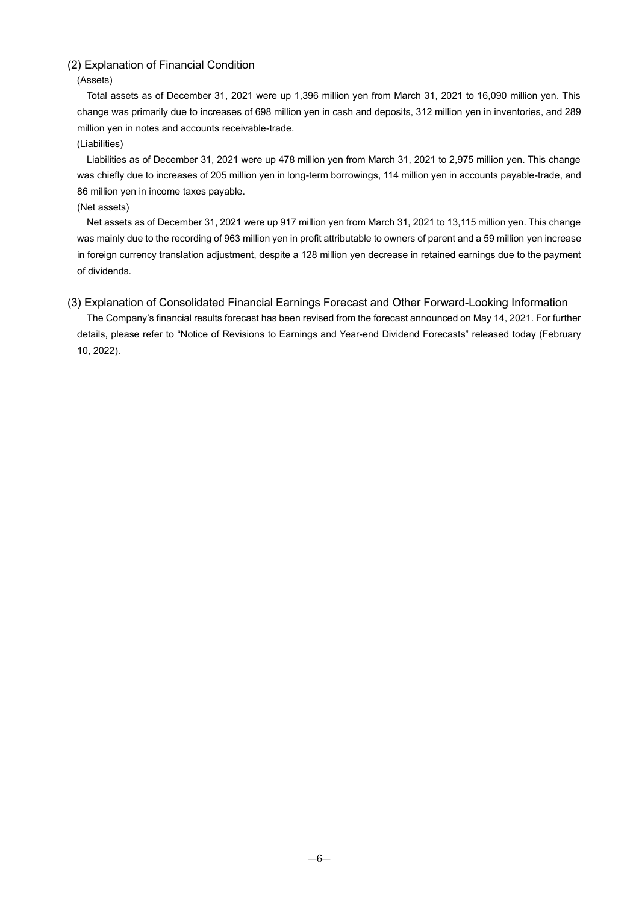## (2) Explanation of Financial Condition

(Assets)

Total assets as of December 31, 2021 were up 1,396 million yen from March 31, 2021 to 16,090 million yen. This change was primarily due to increases of 698 million yen in cash and deposits, 312 million yen in inventories, and 289 million yen in notes and accounts receivable-trade.

(Liabilities)

Liabilities as of December 31, 2021 were up 478 million yen from March 31, 2021 to 2,975 million yen. This change was chiefly due to increases of 205 million yen in long-term borrowings, 114 million yen in accounts payable-trade, and 86 million yen in income taxes payable.

(Net assets)

Net assets as of December 31, 2021 were up 917 million yen from March 31, 2021 to 13,115 million yen. This change was mainly due to the recording of 963 million yen in profit attributable to owners of parent and a 59 million yen increase in foreign currency translation adjustment, despite a 128 million yen decrease in retained earnings due to the payment of dividends.

## (3) Explanation of Consolidated Financial Earnings Forecast and Other Forward-Looking Information

The Company's financial results forecast has been revised from the forecast announced on May 14, 2021. For further details, please refer to "Notice of Revisions to Earnings and Year-end Dividend Forecasts" released today (February 10, 2022).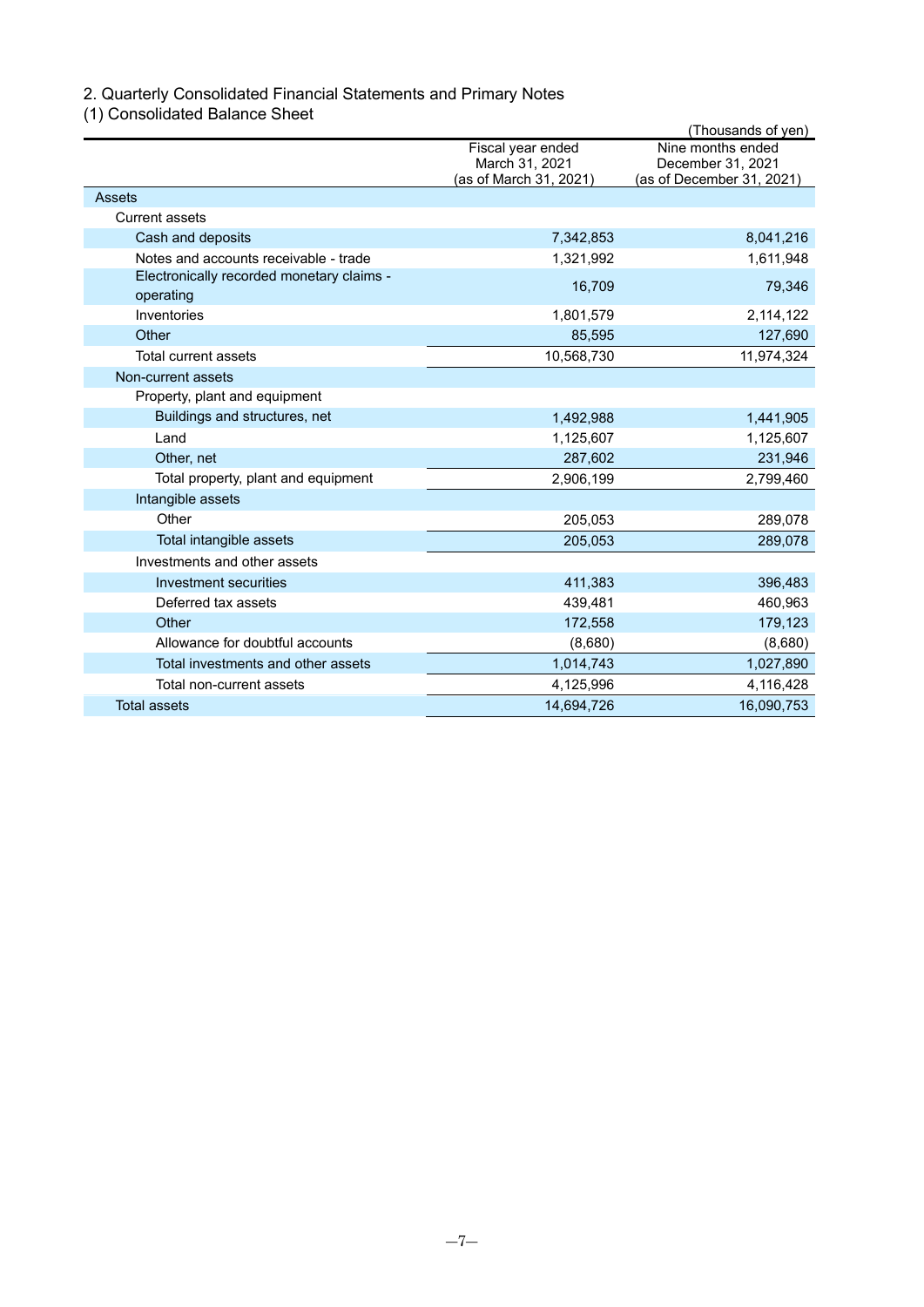## 2. Quarterly Consolidated Financial Statements and Primary Notes

### (1) Consolidated Balance Sheet

(Thousands of yen)

| | Fiscal year ended March 31, 2021 (as of March 31, 2021) | Nine months ended December 31, 2021 (as of December 31, 2021) |
|---|---|---|
| Assets | | |
| Current assets | | |
| Cash and deposits | 7,342,853 | 8,041,216 |
| Notes and accounts receivable - trade | 1,321,992 | 1,611,948 |
| Electronically recorded monetary claims - operating | 16,709 | 79,346 |
| Inventories | 1,801,579 | 2,114,122 |
| Other | 85,595 | 127,690 |
| Total current assets | 10,568,730 | 11,974,324 |
| Non-current assets | | |
| Property, plant and equipment | | |
| Buildings and structures, net | 1,492,988 | 1,441,905 |
| Land | 1,125,607 | 1,125,607 |
| Other, net | 287,602 | 231,946 |
| Total property, plant and equipment | 2,906,199 | 2,799,460 |
| Intangible assets | | |
| Other | 205,053 | 289,078 |
| Total intangible assets | 205,053 | 289,078 |
| Investments and other assets | | |
| Investment securities | 411,383 | 396,483 |
| Deferred tax assets | 439,481 | 460,963 |
| Other | 172,558 | 179,123 |
| Allowance for doubtful accounts | (8,680) | (8,680) |
| Total investments and other assets | 1,014,743 | 1,027,890 |
| Total non-current assets | 4,125,996 | 4,116,428 |
| Total assets | 14,694,726 | 16,090,753 |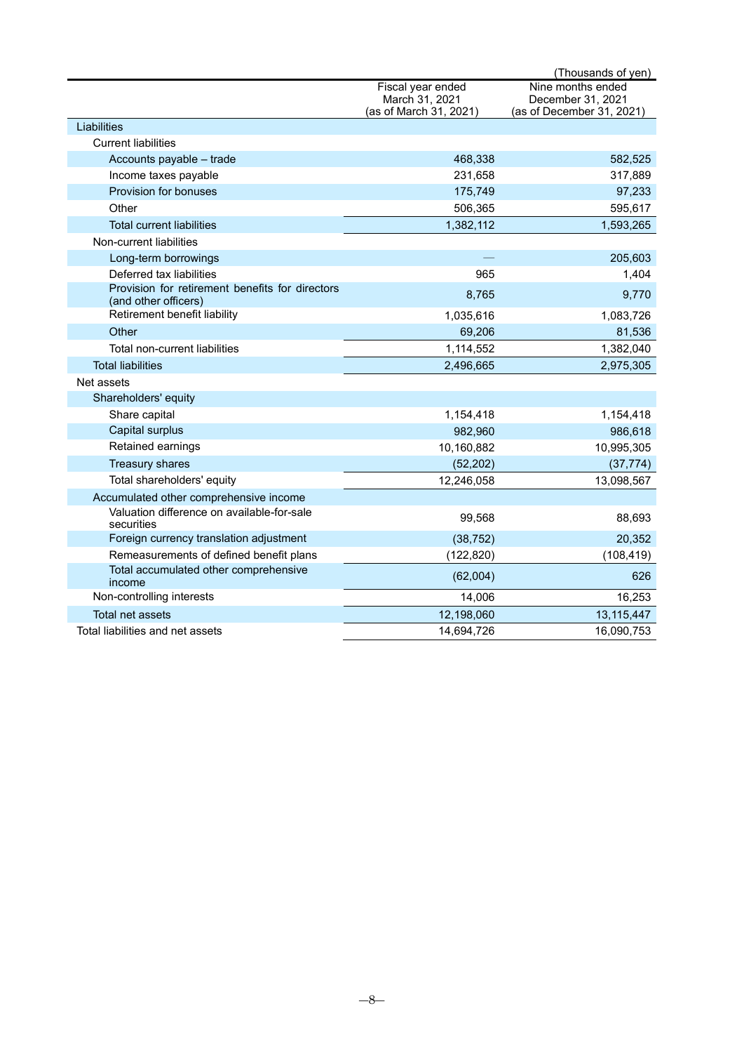(Thousands of yen)

| | Fiscal year ended March 31, 2021 (as of March 31, 2021) | Nine months ended December 31, 2021 (as of December 31, 2021) |
|---|---|---|
| Liabilities | | |
| Current liabilities | | |
| Accounts payable – trade | 468,338 | 582,525 |
| Income taxes payable | 231,658 | 317,889 |
| Provision for bonuses | 175,749 | 97,233 |
| Other | 506,365 | 595,617 |
| Total current liabilities | 1,382,112 | 1,593,265 |
| Non-current liabilities | | |
| Long-term borrowings | — | 205,603 |
| Deferred tax liabilities | 965 | 1,404 |
| Provision for retirement benefits for directors (and other officers) | 8,765 | 9,770 |
| Retirement benefit liability | 1,035,616 | 1,083,726 |
| Other | 69,206 | 81,536 |
| Total non-current liabilities | 1,114,552 | 1,382,040 |
| Total liabilities | 2,496,665 | 2,975,305 |
| Net assets | | |
| Shareholders' equity | | |
| Share capital | 1,154,418 | 1,154,418 |
| Capital surplus | 982,960 | 986,618 |
| Retained earnings | 10,160,882 | 10,995,305 |
| Treasury shares | (52,202) | (37,774) |
| Total shareholders' equity | 12,246,058 | 13,098,567 |
| Accumulated other comprehensive income | | |
| Valuation difference on available-for-sale securities | 99,568 | 88,693 |
| Foreign currency translation adjustment | (38,752) | 20,352 |
| Remeasurements of defined benefit plans | (122,820) | (108,419) |
| Total accumulated other comprehensive income | (62,004) | 626 |
| Non-controlling interests | 14,006 | 16,253 |
| Total net assets | 12,198,060 | 13,115,447 |
| Total liabilities and net assets | 14,694,726 | 16,090,753 |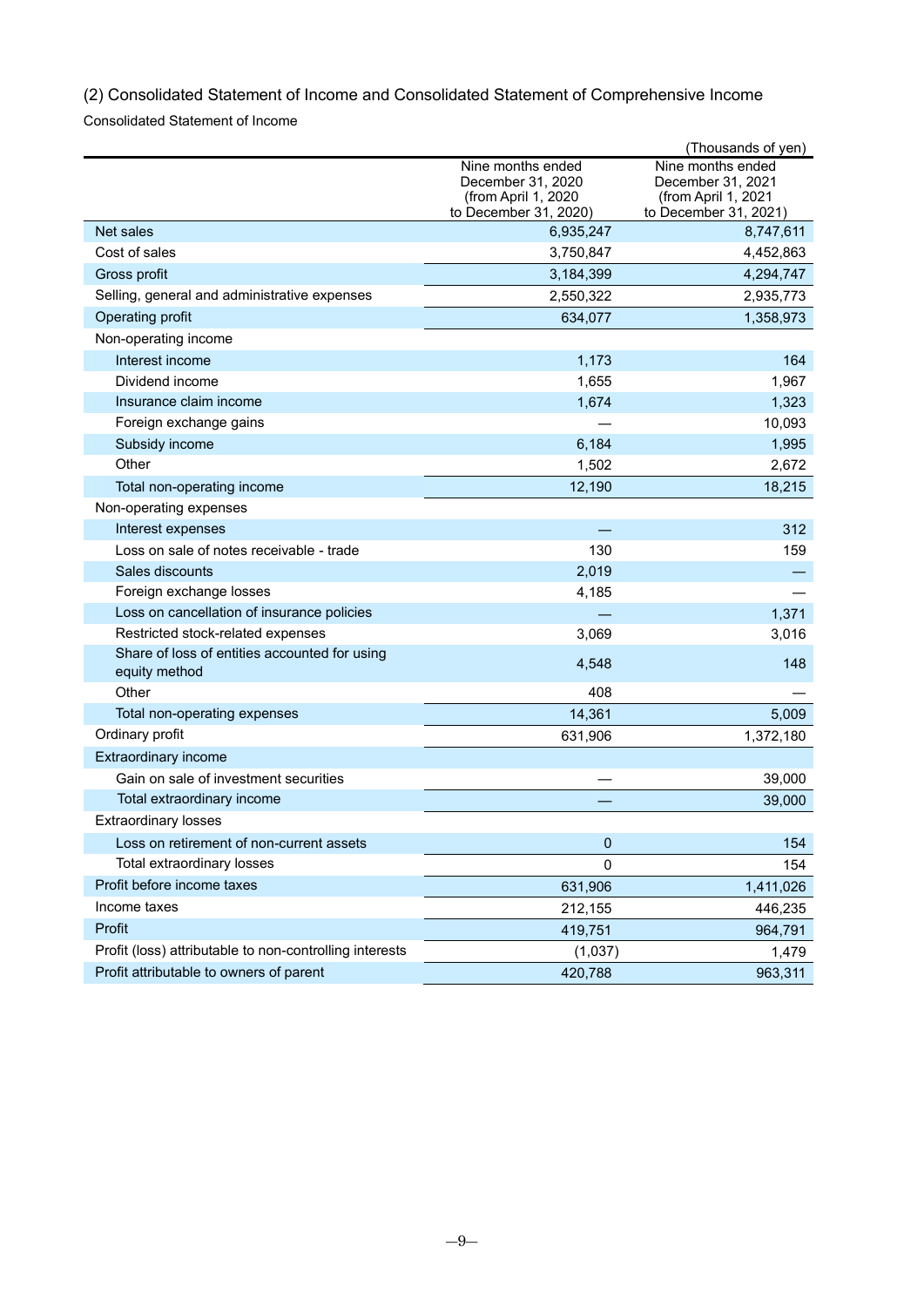## (2) Consolidated Statement of Income and Consolidated Statement of Comprehensive Income

Consolidated Statement of Income

(Thousands of yen)

| | Nine months ended December 31, 2020 (from April 1, 2020 to December 31, 2020) | Nine months ended December 31, 2021 (from April 1, 2021 to December 31, 2021) |
|---|---|---|
| Net sales | 6,935,247 | 8,747,611 |
| Cost of sales | 3,750,847 | 4,452,863 |
| Gross profit | 3,184,399 | 4,294,747 |
| Selling, general and administrative expenses | 2,550,322 | 2,935,773 |
| Operating profit | 634,077 | 1,358,973 |
| Non-operating income | | |
| Interest income | 1,173 | 164 |
| Dividend income | 1,655 | 1,967 |
| Insurance claim income | 1,674 | 1,323 |
| Foreign exchange gains | — | 10,093 |
| Subsidy income | 6,184 | 1,995 |
| Other | 1,502 | 2,672 |
| Total non-operating income | 12,190 | 18,215 |
| Non-operating expenses | | |
| Interest expenses | — | 312 |
| Loss on sale of notes receivable - trade | 130 | 159 |
| Sales discounts | 2,019 | — |
| Foreign exchange losses | 4,185 | — |
| Loss on cancellation of insurance policies | — | 1,371 |
| Restricted stock-related expenses | 3,069 | 3,016 |
| Share of loss of entities accounted for using equity method | 4,548 | 148 |
| Other | 408 | — |
| Total non-operating expenses | 14,361 | 5,009 |
| Ordinary profit | 631,906 | 1,372,180 |
| Extraordinary income | | |
| Gain on sale of investment securities | — | 39,000 |
| Total extraordinary income | — | 39,000 |
| Extraordinary losses | | |
| Loss on retirement of non-current assets | 0 | 154 |
| Total extraordinary losses | 0 | 154 |
| Profit before income taxes | 631,906 | 1,411,026 |
| Income taxes | 212,155 | 446,235 |
| Profit | 419,751 | 964,791 |
| Profit (loss) attributable to non-controlling interests | (1,037) | 1,479 |
| Profit attributable to owners of parent | 420,788 | 963,311 |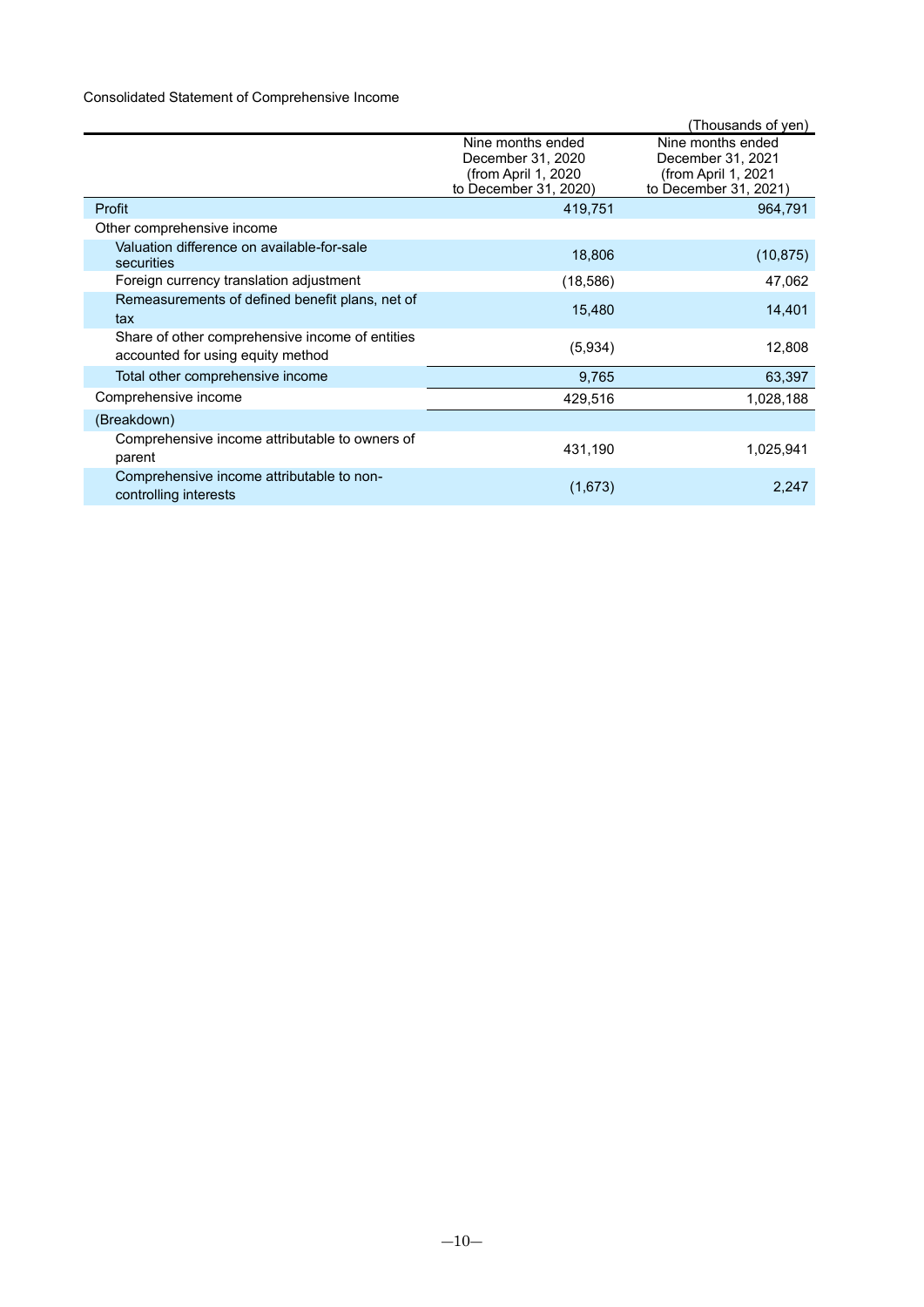Consolidated Statement of Comprehensive Income

(Thousands of yen)

| | Nine months ended December 31, 2020 (from April 1, 2020 to December 31, 2020) | Nine months ended December 31, 2021 (from April 1, 2021 to December 31, 2021) |
|---|---|---|
| Profit | 419,751 | 964,791 |
| Other comprehensive income | | |
| Valuation difference on available-for-sale securities | 18,806 | (10,875) |
| Foreign currency translation adjustment | (18,586) | 47,062 |
| Remeasurements of defined benefit plans, net of tax | 15,480 | 14,401 |
| Share of other comprehensive income of entities accounted for using equity method | (5,934) | 12,808 |
| Total other comprehensive income | 9,765 | 63,397 |
| Comprehensive income | 429,516 | 1,028,188 |
| (Breakdown) | | |
| Comprehensive income attributable to owners of parent | 431,190 | 1,025,941 |
| Comprehensive income attributable to non-controlling interests | (1,673) | 2,247 |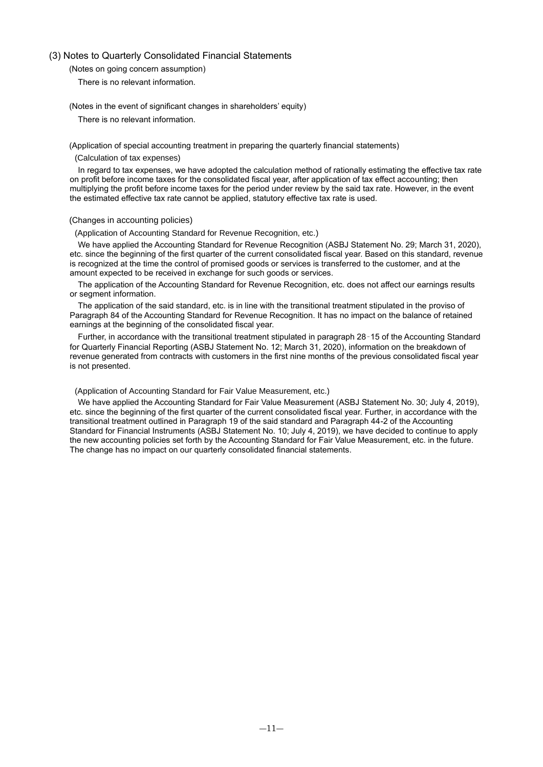### (3) Notes to Quarterly Consolidated Financial Statements

(Notes on going concern assumption)

There is no relevant information.

(Notes in the event of significant changes in shareholders' equity)

There is no relevant information.

(Application of special accounting treatment in preparing the quarterly financial statements)

(Calculation of tax expenses)

In regard to tax expenses, we have adopted the calculation method of rationally estimating the effective tax rate on profit before income taxes for the consolidated fiscal year, after application of tax effect accounting; then multiplying the profit before income taxes for the period under review by the said tax rate. However, in the event the estimated effective tax rate cannot be applied, statutory effective tax rate is used.

(Changes in accounting policies)

(Application of Accounting Standard for Revenue Recognition, etc.)

We have applied the Accounting Standard for Revenue Recognition (ASBJ Statement No. 29; March 31, 2020), etc. since the beginning of the first quarter of the current consolidated fiscal year. Based on this standard, revenue is recognized at the time the control of promised goods or services is transferred to the customer, and at the amount expected to be received in exchange for such goods or services.

The application of the Accounting Standard for Revenue Recognition, etc. does not affect our earnings results or segment information.

The application of the said standard, etc. is in line with the transitional treatment stipulated in the proviso of Paragraph 84 of the Accounting Standard for Revenue Recognition. It has no impact on the balance of retained earnings at the beginning of the consolidated fiscal year.

Further, in accordance with the transitional treatment stipulated in paragraph 28‐15 of the Accounting Standard for Quarterly Financial Reporting (ASBJ Statement No. 12; March 31, 2020), information on the breakdown of revenue generated from contracts with customers in the first nine months of the previous consolidated fiscal year is not presented.

(Application of Accounting Standard for Fair Value Measurement, etc.)

We have applied the Accounting Standard for Fair Value Measurement (ASBJ Statement No. 30; July 4, 2019), etc. since the beginning of the first quarter of the current consolidated fiscal year. Further, in accordance with the transitional treatment outlined in Paragraph 19 of the said standard and Paragraph 44-2 of the Accounting Standard for Financial Instruments (ASBJ Statement No. 10; July 4, 2019), we have decided to continue to apply the new accounting policies set forth by the Accounting Standard for Fair Value Measurement, etc. in the future. The change has no impact on our quarterly consolidated financial statements.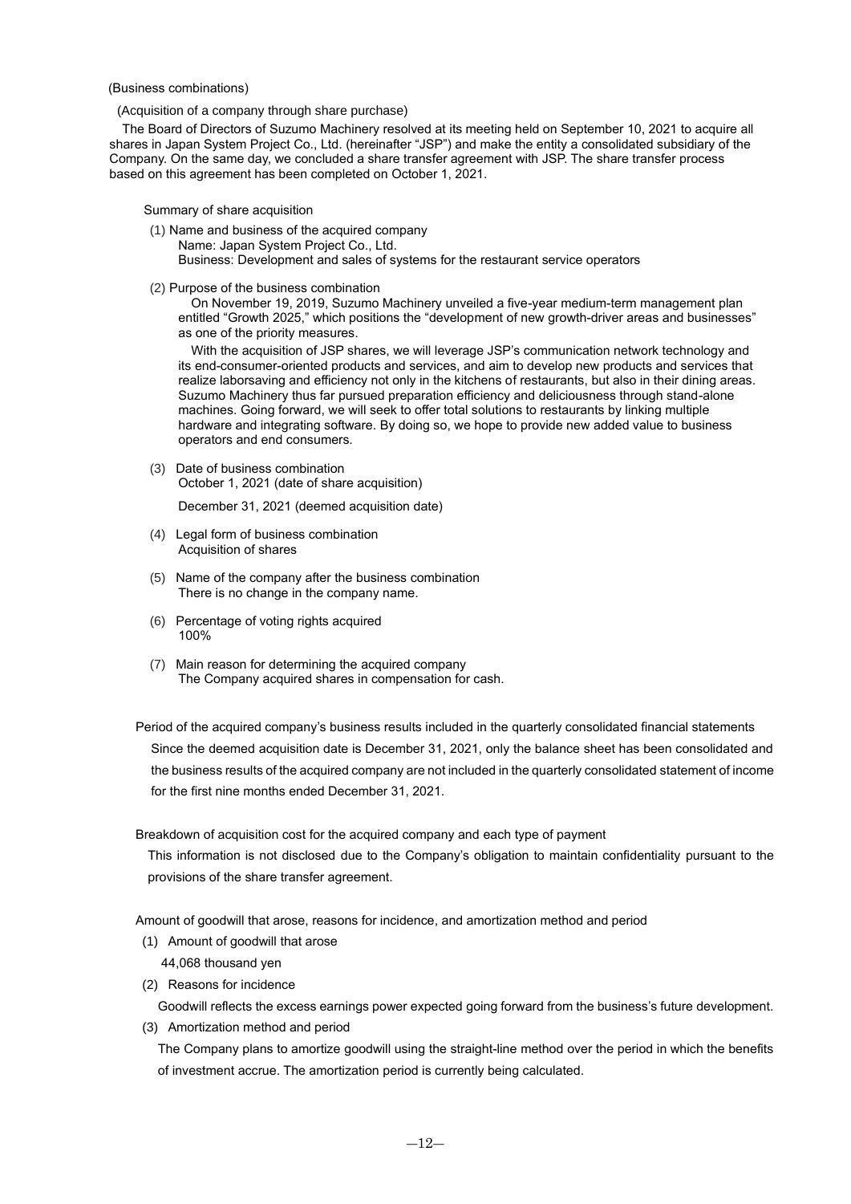(Business combinations)

(Acquisition of a company through share purchase)

The Board of Directors of Suzumo Machinery resolved at its meeting held on September 10, 2021 to acquire all shares in Japan System Project Co., Ltd. (hereinafter "JSP") and make the entity a consolidated subsidiary of the Company. On the same day, we concluded a share transfer agreement with JSP. The share transfer process based on this agreement has been completed on October 1, 2021.

Summary of share acquisition

(1) Name and business of the acquired company
Name: Japan System Project Co., Ltd.
Business: Development and sales of systems for the restaurant service operators

(2) Purpose of the business combination
On November 19, 2019, Suzumo Machinery unveiled a five-year medium-term management plan entitled "Growth 2025," which positions the "development of new growth-driver areas and businesses" as one of the priority measures.
With the acquisition of JSP shares, we will leverage JSP's communication network technology and its end-consumer-oriented products and services, and aim to develop new products and services that realize laborsaving and efficiency not only in the kitchens of restaurants, but also in their dining areas. Suzumo Machinery thus far pursued preparation efficiency and deliciousness through stand-alone machines. Going forward, we will seek to offer total solutions to restaurants by linking multiple hardware and integrating software. By doing so, we hope to provide new added value to business operators and end consumers.

(3) Date of business combination
October 1, 2021 (date of share acquisition)
December 31, 2021 (deemed acquisition date)

(4) Legal form of business combination
Acquisition of shares

(5) Name of the company after the business combination
There is no change in the company name.

(6) Percentage of voting rights acquired
100%

(7) Main reason for determining the acquired company
The Company acquired shares in compensation for cash.

Period of the acquired company's business results included in the quarterly consolidated financial statements

Since the deemed acquisition date is December 31, 2021, only the balance sheet has been consolidated and the business results of the acquired company are not included in the quarterly consolidated statement of income for the first nine months ended December 31, 2021.

Breakdown of acquisition cost for the acquired company and each type of payment

This information is not disclosed due to the Company's obligation to maintain confidentiality pursuant to the provisions of the share transfer agreement.

Amount of goodwill that arose, reasons for incidence, and amortization method and period

(1) Amount of goodwill that arose
44,068 thousand yen

(2) Reasons for incidence
Goodwill reflects the excess earnings power expected going forward from the business's future development.

(3) Amortization method and period
The Company plans to amortize goodwill using the straight-line method over the period in which the benefits of investment accrue. The amortization period is currently being calculated.